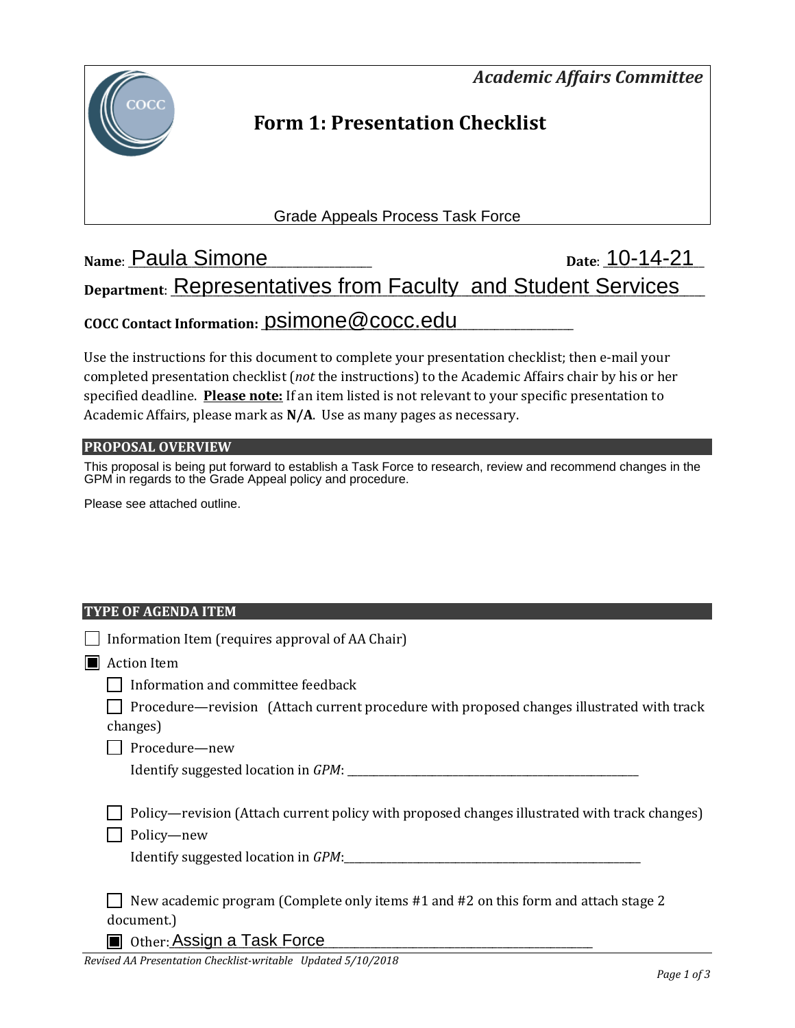*Academic Affairs Committee*

# Form 1: Presentation Checklist

Grade Appeals Process Task Force

**Name**: Paula Simone **Date**: 10-14-21

**Department**: Representatives from Faculty and Student Services

**COCC Contact Information:** psimone@cocc.edu

Use the instructions for this document to complete your presentation checklist; then e-mail your completed presentation checklist (*not* the instructions) to the Academic Affairs chair by his or her specified deadline. **Please note:** If an item listed is not relevant to your specific presentation to Academic Affairs, please mark as **N/A**. Use as many pages as necessary.

## PROPOSAL OVERVIEW

This proposal is being put forward to establish a Task Force to research, review and recommend changes in the GPM in regards to the Grade Appeal policy and procedure.

Please see attached outline.

## TYPE OF AGENDA ITEM

- ☐ Information Item (requires approval of AA Chair)
- ☒ Action Item
  - ☐ Information and committee feedback
  - ☐ Procedure—revision (Attach current procedure with proposed changes illustrated with track changes)
  - ☐ Procedure—new
    Identify suggested location in *GPM*: ______________________
  - ☐ Policy—revision (Attach current policy with proposed changes illustrated with track changes)
  - ☐ Policy—new
    Identify suggested location in *GPM*: ______________________
  - ☐ New academic program (Complete only items #1 and #2 on this form and attach stage 2 document.)
  - ☒ Other: Assign a Task Force

*Revised AA Presentation Checklist-writable Updated 5/10/2018*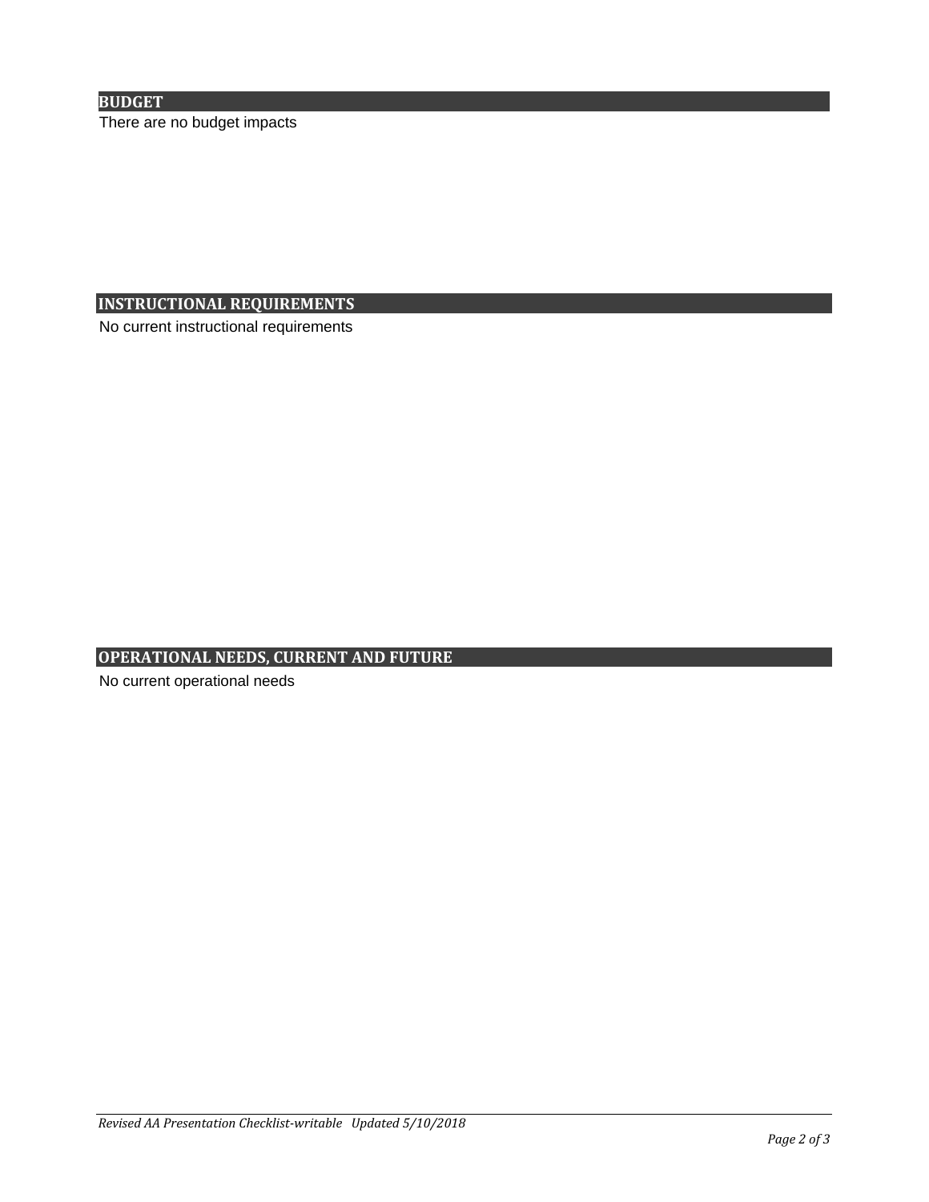## BUDGET

There are no budget impacts

## INSTRUCTIONAL REQUIREMENTS

No current instructional requirements

## OPERATIONAL NEEDS, CURRENT AND FUTURE

No current operational needs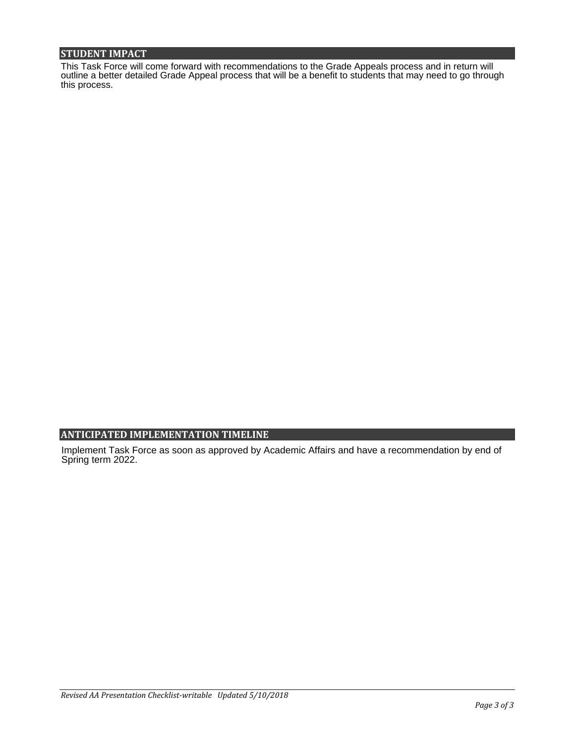## STUDENT IMPACT

This Task Force will come forward with recommendations to the Grade Appeals process and in return will outline a better detailed Grade Appeal process that will be a benefit to students that may need to go through this process.

## ANTICIPATED IMPLEMENTATION TIMELINE

Implement Task Force as soon as approved by Academic Affairs and have a recommendation by end of Spring term 2022.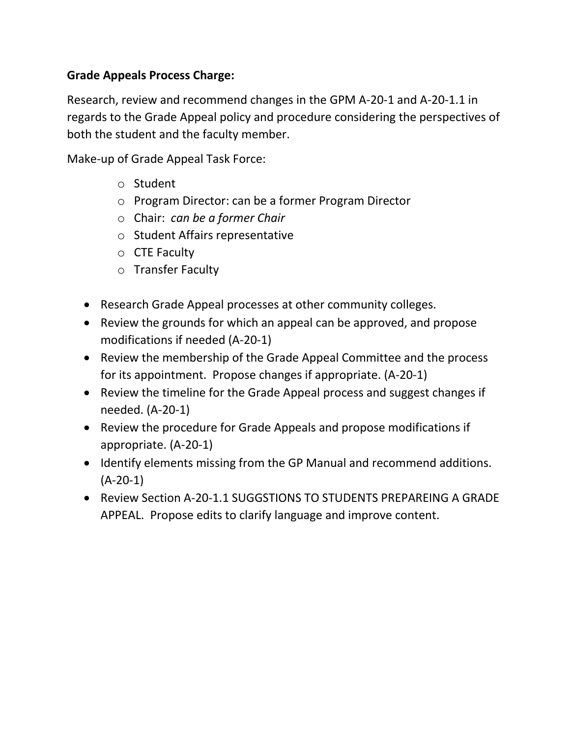**Grade Appeals Process Charge:**

Research, review and recommend changes in the GPM A-20-1 and A-20-1.1 in regards to the Grade Appeal policy and procedure considering the perspectives of both the student and the faculty member.

Make-up of Grade Appeal Task Force:

- Student
- Program Director: can be a former Program Director
- Chair: *can be a former Chair*
- Student Affairs representative
- CTE Faculty
- Transfer Faculty

- Research Grade Appeal processes at other community colleges.
- Review the grounds for which an appeal can be approved, and propose modifications if needed (A-20-1)
- Review the membership of the Grade Appeal Committee and the process for its appointment. Propose changes if appropriate. (A-20-1)
- Review the timeline for the Grade Appeal process and suggest changes if needed. (A-20-1)
- Review the procedure for Grade Appeals and propose modifications if appropriate. (A-20-1)
- Identify elements missing from the GP Manual and recommend additions. (A-20-1)
- Review Section A-20-1.1 SUGGSTIONS TO STUDENTS PREPAREING A GRADE APPEAL. Propose edits to clarify language and improve content.